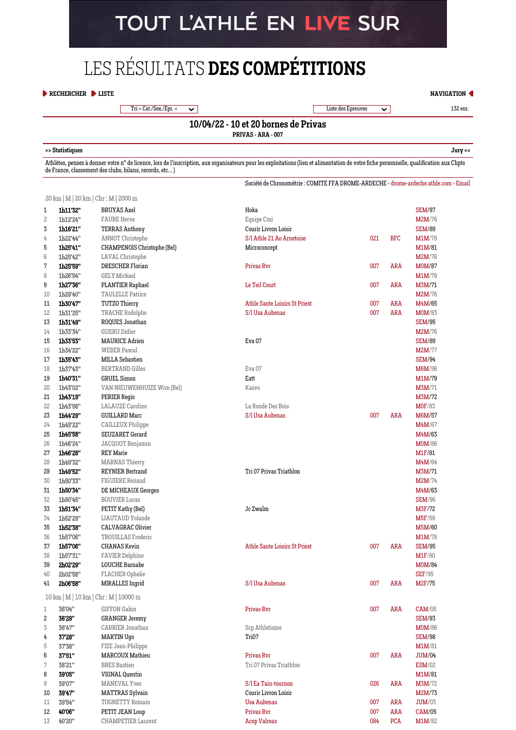TOUT L'ATHLÉ EN LIVE SUR

# LES RÉSULTATS **DES COMPÉTITIONS**

RECHERCHER | LISTE | NAVIGATION

Tri > Cat./Sex./Epr. < | Liste des Epreuves | 132 enr.

## 10/04/22 - 10 et 20 bornes de Privas

**PRIVAS - ARA - 007**

>> Statistiques | Jury <<

Athlètes, pensez à donner votre n° de licence, lors de l'inscription, aux organisateurs pour les exploitations (lien et alimentation de votre fiche personnelle, qualification aux Chpts de France, classement des clubs, bilans, records, etc... )

Société de Chronométrie : COMITE FFA DROME-ARDECHE - drome-ardeche.athle.com - Email

### 20 km | M | 20 km | Chr : M | 2000 m

| Pl. | Temps | Nom | Club | Dép. | Ligue | Cat. |
|---|---|---|---|---|---|---|
| 1 | 1h11'32'' | BRUYAS Axel | Hoka | | | SEM/97 |
| 2 | 1h12'24'' | FAURE Herve | Equipe Cmi | | | M2M/76 |
| 3 | 1h16'21'' | TERRAS Anthony | Courir Livron Loisir | | | SEM/89 |
| 4 | 1h22'44'' | ANNOT Christophe | S/l Athle 21 Ao Arnetoise | 021 | BFC | M1M/79 |
| 5 | 1h25'41'' | CHAMPENOIS Christophe (Bel) | Microconcept | | | M1M/81 |
| 6 | 1h25'42'' | LAVAL Christophe | | | | M2M/76 |
| 7 | 1h25'59'' | DRESCHER Florian | Privas Rvr | 007 | ARA | M0M/87 |
| 8 | 1h26'54'' | GELY Mickael | | | | M1M/79 |
| 9 | 1h27'36'' | PLANTIER Raphael | Le Teil Court | 007 | ARA | M3M/71 |
| 10 | 1h29'40'' | TAULELLE Patrice | | | | M2M/76 |
| 11 | 1h30'47'' | TUTZO Thierry | Athle Sante Loisirs St Priest | 007 | ARA | M4M/65 |
| 12 | 1h31'25'' | TRACHE Rodolphe | S/l Usa Aubenas | 007 | ARA | M0M/83 |
| 13 | 1h31'49'' | ROQUES Jonathan | | | | SEM/95 |
| 14 | 1h33'34'' | GUERU Didier | | | | M2M/76 |
| 15 | 1h33'53'' | MAURICE Adrien | Eva 07 | | | SEM/89 |
| 16 | 1h34'22'' | WEBER Pascal | | | | M2M/77 |
| 17 | 1h35'43'' | MILLA Sebastien | | | | SEM/94 |
| 18 | 1h37'43'' | BERTRAND Gilles | Eva 07 | | | M6M/56 |
| 19 | 1h40'31'' | GRUEL Simon | Eatt | | | M1M/79 |
| 20 | 1h43'02'' | VAN NIEUWENHUIZE Wim (Bel) | Kasvo | | | M3M/71 |
| 21 | 1h43'19'' | PERIER Regis | | | | M3M/72 |
| 22 | 1h43'56'' | LALAUZE Caroline | La Ronde Des Bois | | | M0F/83 |
| 23 | 1h44'29'' | GUILLARD Marc | S/l Usa Aubenas | 007 | ARA | M6M/57 |
| 24 | 1h45'22'' | CAILLEUX Philippe | | | | M4M/67 |
| 25 | 1h45'58'' | SEUZARET Gerard | | | | M4M/63 |
| 26 | 1h46'24'' | JACQUOT Benjamin | | | | M0M/86 |
| 27 | 1h46'28'' | REY Marie | | | | M1F/81 |
| 28 | 1h49'32'' | MARNAS Thierry | | | | M4M/64 |
| 29 | 1h49'52'' | REYNIER Bertrand | Tri 07 Privas Triathlon | | | M3M/71 |
| 30 | 1h50'33'' | FIGUIERE Renaud | | | | M2M/74 |
| 31 | 1h50'34'' | DE MICHEAUX Georges | | | | M4M/63 |
| 32 | 1h50'45'' | BOUVIER Lucas | | | | SEM/96 |
| 33 | 1h51'34'' | PETIT Kathy (Bel) | Jc Zwalm | | | M3F/72 |
| 34 | 1h52'29'' | LIAUTAUD Yolande | | | | M5F/59 |
| 35 | 1h52'38'' | CALVAGRAC Olivier | | | | M5M/60 |
| 36 | 1h57'06'' | TROUILLAS Frederic | | | | M1M/78 |
| 37 | 1h57'06'' | CHANAS Kevin | Athle Sante Loisirs St Priest | 007 | ARA | SEM/95 |
| 38 | 1h57'31'' | FAVIER Delphine | | | | M1F/80 |
| 39 | 2h02'29'' | LOUCHE Barnabe | | | | M0M/84 |
| 40 | 2h02'58'' | FLACHER Ophelie | | | | SEF/95 |
| 41 | 2h06'58'' | MIRALLES Ingrid | S/l Usa Aubenas | 007 | ARA | M2F/75 |

### 10 km | M | 10 km | Chr : M | 10000 m

| Pl. | Temps | Nom | Club | Dép. | Ligue | Cat. |
|---|---|---|---|---|---|---|
| 1 | 36'04'' | GIFFON Gabin | Privas Rvr | 007 | ARA | CAM/05 |
| 2 | 36'29'' | GRANGER Jeremy | | | | SEM/93 |
| 3 | 36'47'' | CARRIER Jonathan | Scp Athletisme | | | M0M/86 |
| 4 | 37'28'' | MARTIN Ugo | Tri07 | | | SEM/98 |
| 5 | 37'38'' | FIZE Jean-Philippe | | | | M1M/81 |
| 6 | 37'51'' | MARCOUX Mathieu | Privas Rvr | 007 | ARA | JUM/04 |
| 7 | 38'21'' | BRES Bastien | Tri 07 Privas Triathlon | | | ESM/02 |
| 8 | 39'05'' | VIGNAL Quentin | | | | M1M/81 |
| 9 | 39'07'' | MANEVAL Yves | S/l Ea Tain-tournon | 026 | ARA | M3M/72 |
| 10 | 39'47'' | MATTRAS Sylvain | Courir Livron Loisir | | | M2M/73 |
| 11 | 39'54'' | TOGNETTY Romain | Usa Aubenas | 007 | ARA | JUM/03 |
| 12 | 40'06'' | PETIT JEAN Loup | Privas Rvr | 007 | ARA | CAM/05 |
| 13 | 40'20'' | CHAMPETIER Laurent | Acep Valreas | 084 | PCA | M1M/82 |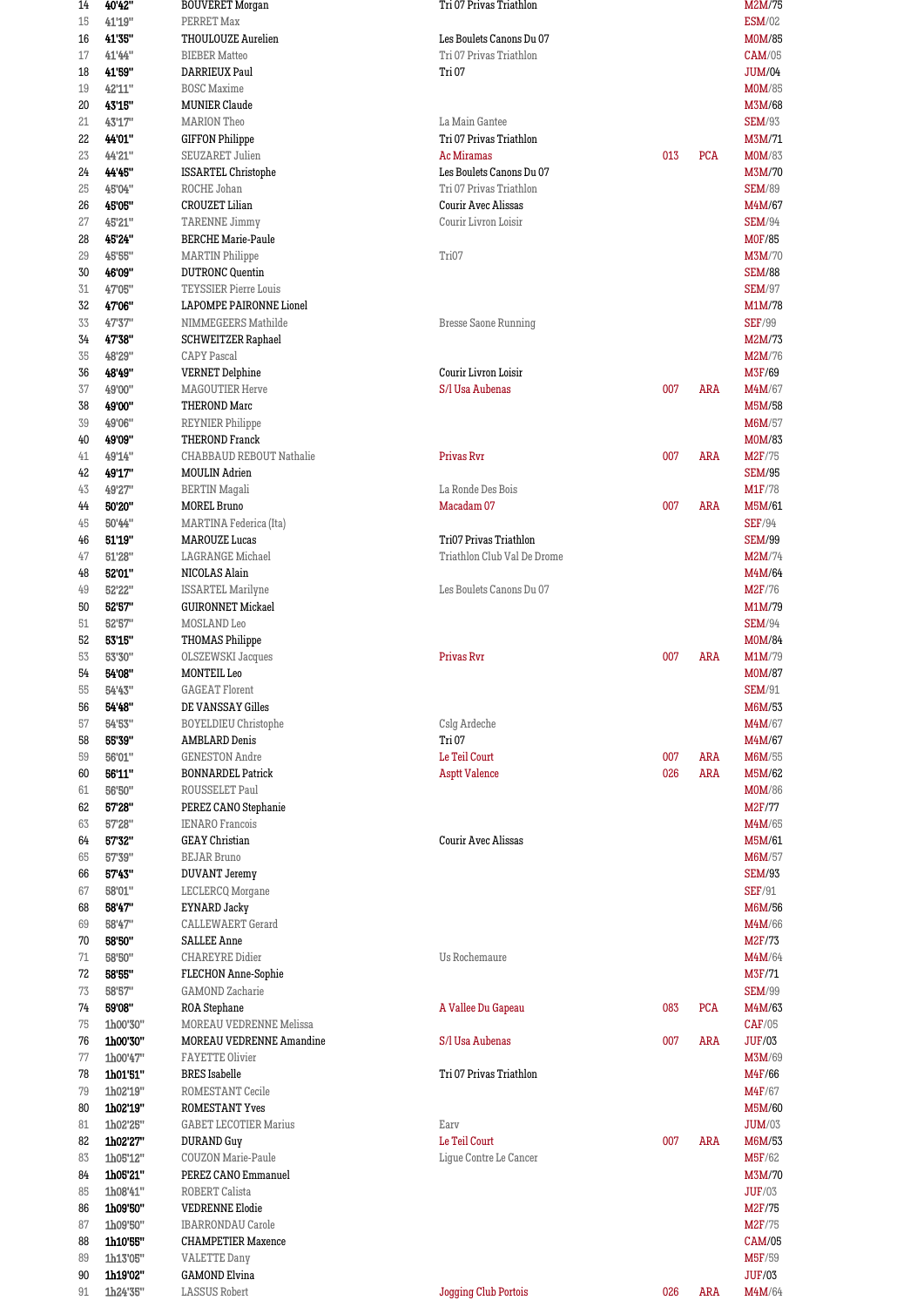| | | | | | | |
|---|---|---|---|---|---|---|
| 14 | 40'42" | BOUVERET Morgan | Tri 07 Privas Triathlon | | | M2M/75 |
| 15 | 41'19" | PERRET Max | | | | ESM/02 |
| 16 | 41'35" | THOULOUZE Aurelien | Les Boulets Canons Du 07 | | | M0M/85 |
| 17 | 41'44" | BIEBER Matteo | Tri 07 Privas Triathlon | | | CAM/05 |
| 18 | 41'59" | DARRIEUX Paul | Tri 07 | | | JUM/04 |
| 19 | 42'11" | BOSC Maxime | | | | M0M/85 |
| 20 | 43'15" | MUNIER Claude | | | | M3M/68 |
| 21 | 43'17" | MARION Theo | La Main Gantee | | | SEM/93 |
| 22 | 44'01" | GIFFON Philippe | Tri 07 Privas Triathlon | | | M3M/71 |
| 23 | 44'21" | SEUZARET Julien | Ac Miramas | 013 | PCA | M0M/83 |
| 24 | 44'45" | ISSARTEL Christophe | Les Boulets Canons Du 07 | | | M3M/70 |
| 25 | 45'04" | ROCHE Johan | Tri 07 Privas Triathlon | | | SEM/89 |
| 26 | 45'05" | CROUZET Lilian | Courir Avec Alissas | | | M4M/67 |
| 27 | 45'21" | TARENNE Jimmy | Courir Livron Loisir | | | SEM/94 |
| 28 | 45'24" | BERCHE Marie-Paule | | | | M0F/85 |
| 29 | 45'55" | MARTIN Philippe | Tri07 | | | M3M/70 |
| 30 | 46'09" | DUTRONC Quentin | | | | SEM/88 |
| 31 | 47'05" | TEYSSIER Pierre Louis | | | | SEM/97 |
| 32 | 47'06" | LAPOMPE PAIRONNE Lionel | | | | M1M/78 |
| 33 | 47'37" | NIMMEGEERS Mathilde | Bresse Saone Running | | | SEF/99 |
| 34 | 47'38" | SCHWEITZER Raphael | | | | M2M/73 |
| 35 | 48'29" | CAPY Pascal | | | | M2M/76 |
| 36 | 48'49" | VERNET Delphine | Courir Livron Loisir | | | M3F/69 |
| 37 | 49'00" | MAGOUTIER Herve | S/l Usa Aubenas | 007 | ARA | M4M/67 |
| 38 | 49'00" | THEROND Marc | | | | M5M/58 |
| 39 | 49'06" | REYNIER Philippe | | | | M6M/57 |
| 40 | 49'09" | THEROND Franck | | | | M0M/83 |
| 41 | 49'14" | CHABBAUD REBOUT Nathalie | Privas Rvr | 007 | ARA | M2F/75 |
| 42 | 49'17" | MOULIN Adrien | | | | SEM/95 |
| 43 | 49'27" | BERTIN Magali | La Ronde Des Bois | | | M1F/78 |
| 44 | 50'20" | MOREL Bruno | Macadam 07 | 007 | ARA | M5M/61 |
| 45 | 50'44" | MARTINA Federica (Ita) | | | | SEF/94 |
| 46 | 51'19" | MAROUZE Lucas | Tri07 Privas Triathlon | | | SEM/99 |
| 47 | 51'28" | LAGRANGE Michael | Triathlon Club Val De Drome | | | M2M/74 |
| 48 | 52'01" | NICOLAS Alain | | | | M4M/64 |
| 49 | 52'22" | ISSARTEL Marilyne | Les Boulets Canons Du 07 | | | M2F/76 |
| 50 | 52'57" | GUIRONNET Mickael | | | | M1M/79 |
| 51 | 52'57" | MOSLAND Leo | | | | SEM/94 |
| 52 | 53'15" | THOMAS Philippe | | | | M0M/84 |
| 53 | 53'30" | OLSZEWSKI Jacques | Privas Rvr | 007 | ARA | M1M/79 |
| 54 | 54'08" | MONTEIL Leo | | | | M0M/87 |
| 55 | 54'43" | GAGEAT Florent | | | | SEM/91 |
| 56 | 54'48" | DE VANSSAY Gilles | | | | M6M/53 |
| 57 | 54'53" | BOYELDIEU Christophe | Cslg Ardeche | | | M4M/67 |
| 58 | 55'39" | AMBLARD Denis | Tri 07 | | | M4M/67 |
| 59 | 56'01" | GENESTON Andre | Le Teil Court | 007 | ARA | M6M/55 |
| 60 | 56'11" | BONNARDEL Patrick | Asptt Valence | 026 | ARA | M5M/62 |
| 61 | 56'50" | ROUSSELET Paul | | | | M0M/86 |
| 62 | 57'28" | PEREZ CANO Stephanie | | | | M2F/77 |
| 63 | 57'28" | IENARO Francois | | | | M4M/65 |
| 64 | 57'32" | GEAY Christian | Courir Avec Alissas | | | M5M/61 |
| 65 | 57'39" | BEJAR Bruno | | | | M6M/57 |
| 66 | 57'43" | DUVANT Jeremy | | | | SEM/93 |
| 67 | 58'01" | LECLERCQ Morgane | | | | SEF/91 |
| 68 | 58'47" | EYNARD Jacky | | | | M6M/56 |
| 69 | 58'47" | CALLEWAERT Gerard | | | | M4M/66 |
| 70 | 58'50" | SALLEE Anne | | | | M2F/73 |
| 71 | 58'50" | CHAREYRE Didier | Us Rochemaure | | | M4M/64 |
| 72 | 58'55" | FLECHON Anne-Sophie | | | | M3F/71 |
| 73 | 58'57" | GAMOND Zacharie | | | | SEM/99 |
| 74 | 59'08" | ROA Stephane | A Vallee Du Gapeau | 083 | PCA | M4M/63 |
| 75 | 1h00'30" | MOREAU VEDRENNE Melissa | | | | CAF/05 |
| 76 | 1h00'30" | MOREAU VEDRENNE Amandine | S/l Usa Aubenas | 007 | ARA | JUF/03 |
| 77 | 1h00'47" | FAYETTE Olivier | | | | M3M/69 |
| 78 | 1h01'51" | BRES Isabelle | Tri 07 Privas Triathlon | | | M4F/66 |
| 79 | 1h02'19" | ROMESTANT Cecile | | | | M4F/67 |
| 80 | 1h02'19" | ROMESTANT Yves | | | | M5M/60 |
| 81 | 1h02'25" | GABET LECOTIER Marius | Earv | | | JUM/03 |
| 82 | 1h02'27" | DURAND Guy | Le Teil Court | 007 | ARA | M6M/53 |
| 83 | 1h05'12" | COUZON Marie-Paule | Ligue Contre Le Cancer | | | M5F/62 |
| 84 | 1h05'21" | PEREZ CANO Emmanuel | | | | M3M/70 |
| 85 | 1h08'41" | ROBERT Calista | | | | JUF/03 |
| 86 | 1h09'50" | VEDRENNE Elodie | | | | M2F/75 |
| 87 | 1h09'50" | IBARRONDAU Carole | | | | M2F/75 |
| 88 | 1h10'55" | CHAMPETIER Maxence | | | | CAM/05 |
| 89 | 1h13'05" | VALETTE Dany | | | | M5F/59 |
| 90 | 1h19'02" | GAMOND Elvina | | | | JUF/03 |
| 91 | 1h24'35" | LASSUS Robert | Jogging Club Portois | 026 | ARA | M4M/64 |